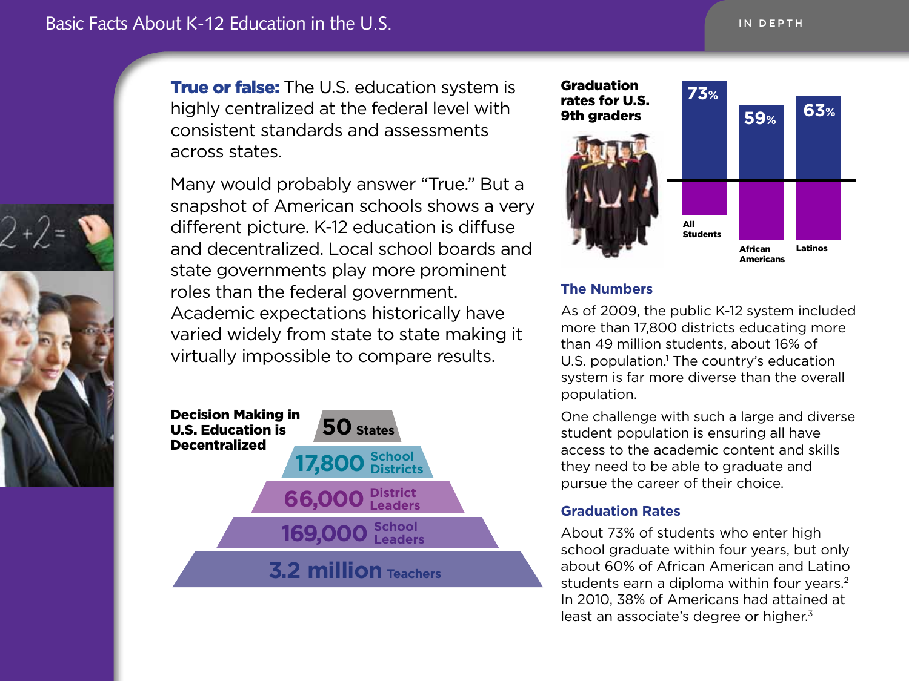# Basic Facts About K-12 Education in the U.S.

IN DEPTH

**True or false:** The U.S. education system is highly centralized at the federal level with consistent standards and assessments across states.

Many would probably answer "True." But a snapshot of American schools shows a very different picture. K-12 education is diffuse and decentralized. Local school boards and state governments play more prominent roles than the federal government. Academic expectations historically have varied widely from state to state making it virtually impossible to compare results.

**Decision Making in U.S. Education is Decentralized**

- **50** States
- **17,800** School Districts
- **66,000** District Leaders
- **169,000** School Leaders
- **3.2 million** Teachers

**Graduation rates for U.S. 9th graders**

| All Students | African Americans | Latinos |
|---|---|---|
| 73% | 59% | 63% |

### The Numbers

As of 2009, the public K-12 system included more than 17,800 districts educating more than 49 million students, about 16% of U.S. population.[1] The country's education system is far more diverse than the overall population.

One challenge with such a large and diverse student population is ensuring all have access to the academic content and skills they need to be able to graduate and pursue the career of their choice.

### Graduation Rates

About 73% of students who enter high school graduate within four years, but only about 60% of African American and Latino students earn a diploma within four years.[2] In 2010, 38% of Americans had attained at least an associate's degree or higher.[3]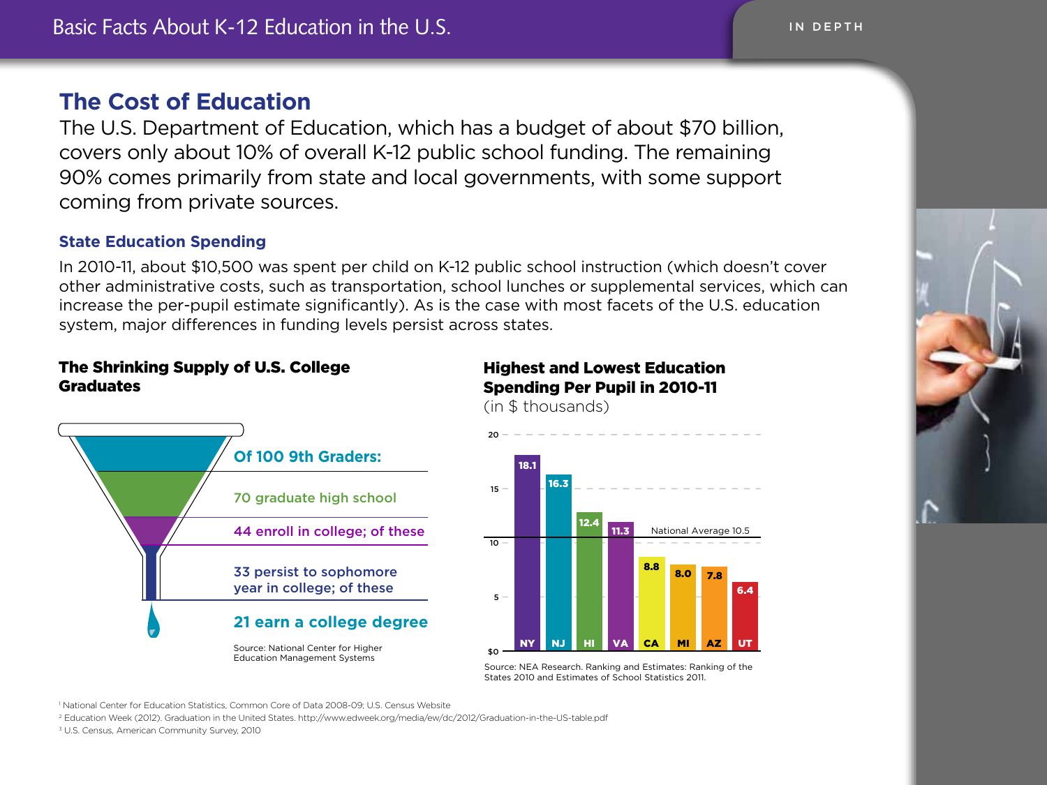## The Cost of Education

The U.S. Department of Education, which has a budget of about $70 billion, covers only about 10% of overall K-12 public school funding. The remaining 90% comes primarily from state and local governments, with some support coming from private sources.

### State Education Spending

In 2010-11, about $10,500 was spent per child on K-12 public school instruction (which doesn't cover other administrative costs, such as transportation, school lunches or supplemental services, which can increase the per-pupil estimate significantly). As is the case with most facets of the U.S. education system, major differences in funding levels persist across states.

**The Shrinking Supply of U.S. College Graduates**

Of 100 9th Graders:

70 graduate high school

44 enroll in college; of these

33 persist to sophomore year in college; of these

21 earn a college degree

Source: National Center for Higher Education Management Systems

**Highest and Lowest Education Spending Per Pupil in 2010-11**
(in $ thousands)

20
15
10
5
$0

NY 18.1
NJ 16.3
HI 12.4
VA 11.3
CA 8.8
MI 8.0
AZ 7.8
UT 6.4

National Average 10.5

Source: NEA Research. Ranking and Estimates: Ranking of the States 2010 and Estimates of School Statistics 2011.

[1] National Center for Education Statistics, Common Core of Data 2008-09; U.S. Census Website

[2] Education Week (2012). Graduation in the United States. http://www.edweek.org/media/ew/dc/2012/Graduation-in-the-US-table.pdf

[3] U.S. Census, American Community Survey, 2010